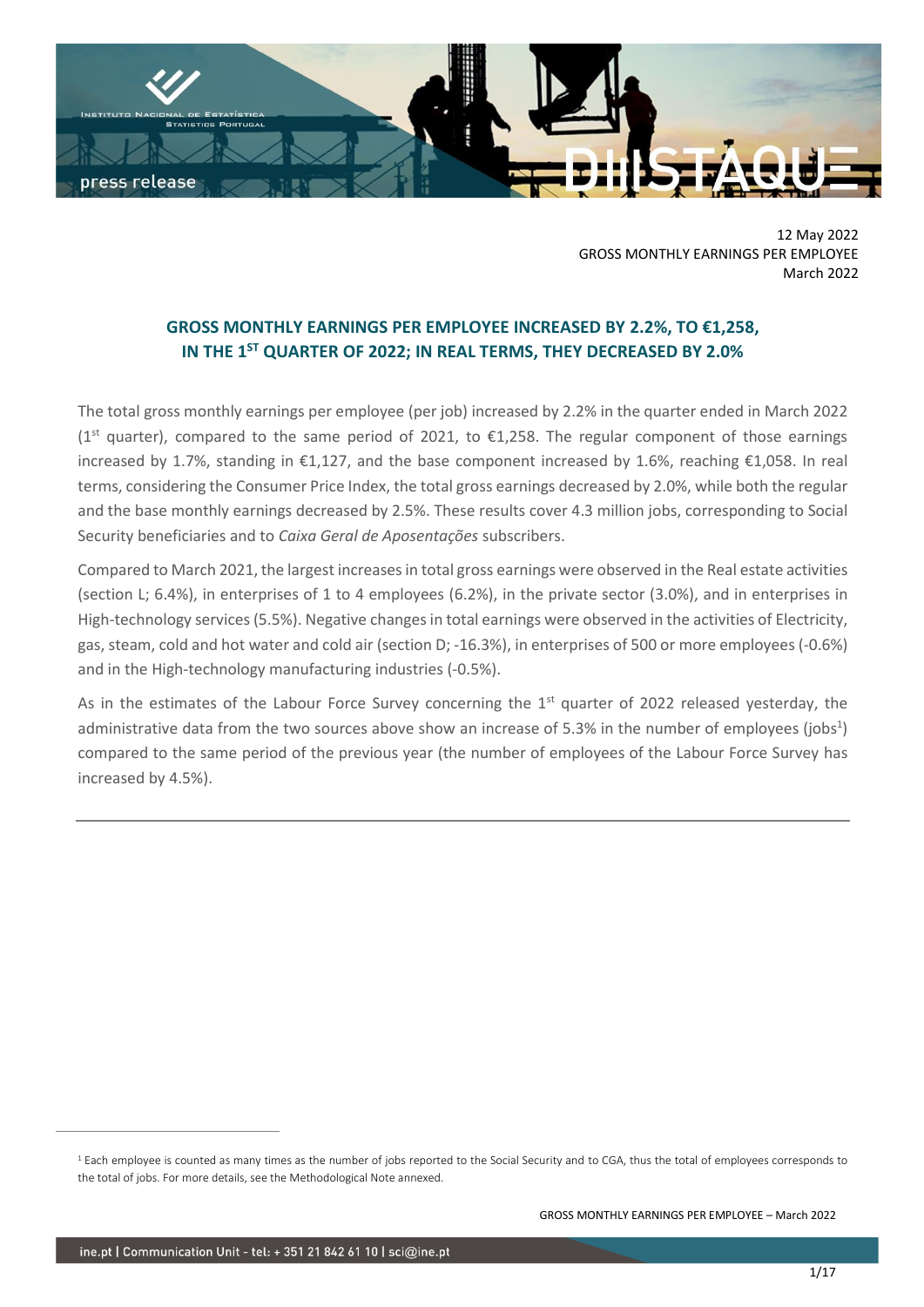12 May 2022
GROSS MONTHLY EARNINGS PER EMPLOYEE
March 2022

## GROSS MONTHLY EARNINGS PER EMPLOYEE INCREASED BY 2.2%, TO €1,258, IN THE 1ST QUARTER OF 2022; IN REAL TERMS, THEY DECREASED BY 2.0%

The total gross monthly earnings per employee (per job) increased by 2.2% in the quarter ended in March 2022 (1st quarter), compared to the same period of 2021, to €1,258. The regular component of those earnings increased by 1.7%, standing in €1,127, and the base component increased by 1.6%, reaching €1,058. In real terms, considering the Consumer Price Index, the total gross earnings decreased by 2.0%, while both the regular and the base monthly earnings decreased by 2.5%. These results cover 4.3 million jobs, corresponding to Social Security beneficiaries and to *Caixa Geral de Aposentações* subscribers.

Compared to March 2021, the largest increases in total gross earnings were observed in the Real estate activities (section L; 6.4%), in enterprises of 1 to 4 employees (6.2%), in the private sector (3.0%), and in enterprises in High-technology services (5.5%). Negative changes in total earnings were observed in the activities of Electricity, gas, steam, cold and hot water and cold air (section D; -16.3%), in enterprises of 500 or more employees (-0.6%) and in the High-technology manufacturing industries (-0.5%).

As in the estimates of the Labour Force Survey concerning the 1st quarter of 2022 released yesterday, the administrative data from the two sources above show an increase of 5.3% in the number of employees (jobs[1]) compared to the same period of the previous year (the number of employees of the Labour Force Survey has increased by 4.5%).

---

[1] Each employee is counted as many times as the number of jobs reported to the Social Security and to CGA, thus the total of employees corresponds to the total of jobs. For more details, see the Methodological Note annexed.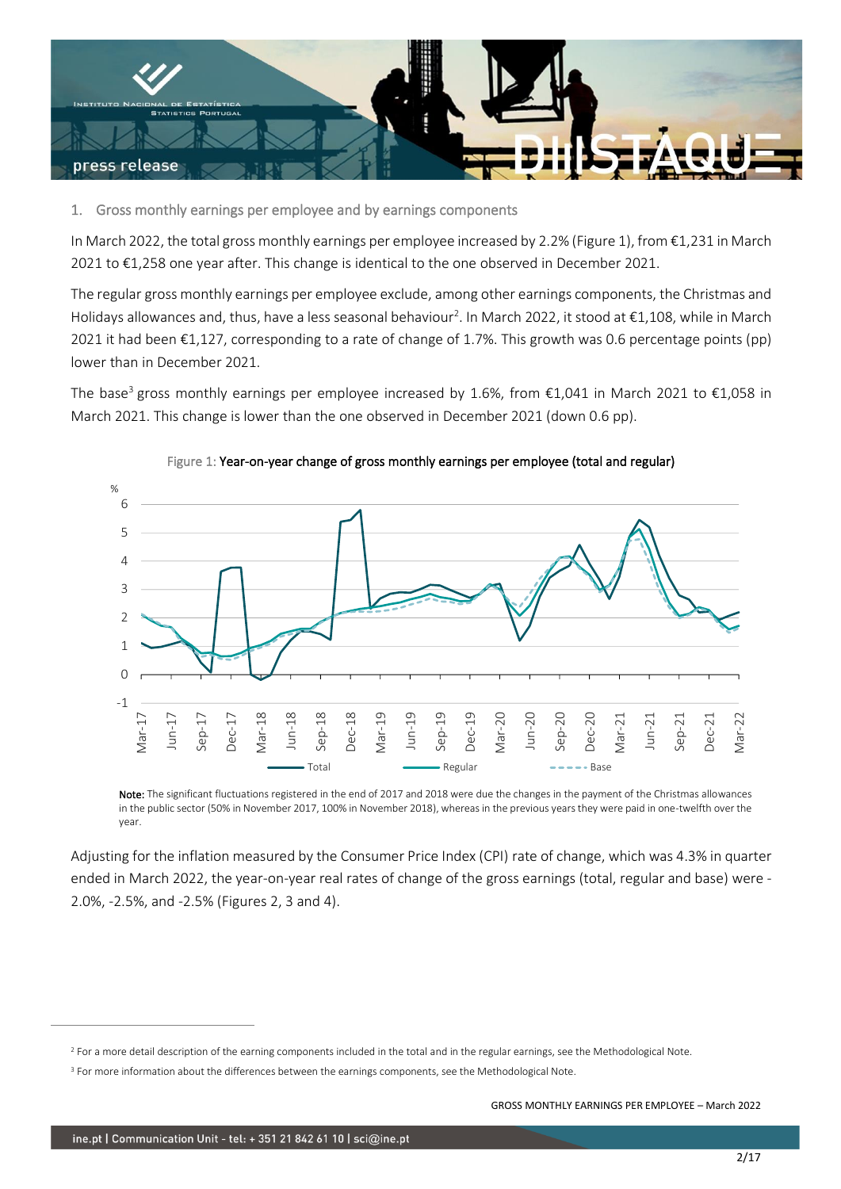## 1. Gross monthly earnings per employee and by earnings components

In March 2022, the total gross monthly earnings per employee increased by 2.2% (Figure 1), from €1,231 in March 2021 to €1,258 one year after. This change is identical to the one observed in December 2021.

The regular gross monthly earnings per employee exclude, among other earnings components, the Christmas and Holidays allowances and, thus, have a less seasonal behaviour[2]. In March 2022, it stood at €1,108, while in March 2021 it had been €1,127, corresponding to a rate of change of 1.7%. This growth was 0.6 percentage points (pp) lower than in December 2021.

The base[3] gross monthly earnings per employee increased by 1.6%, from €1,041 in March 2021 to €1,058 in March 2021. This change is lower than the one observed in December 2021 (down 0.6 pp).

Figure 1: **Year-on-year change of gross monthly earnings per employee (total and regular)**

**Note:** The significant fluctuations registered in the end of 2017 and 2018 were due the changes in the payment of the Christmas allowances in the public sector (50% in November 2017, 100% in November 2018), whereas in the previous years they were paid in one-twelfth over the year.

Adjusting for the inflation measured by the Consumer Price Index (CPI) rate of change, which was 4.3% in quarter ended in March 2022, the year-on-year real rates of change of the gross earnings (total, regular and base) were -2.0%, -2.5%, and -2.5% (Figures 2, 3 and 4).

---

[2] For a more detail description of the earning components included in the total and in the regular earnings, see the Methodological Note.

[3] For more information about the differences between the earnings components, see the Methodological Note.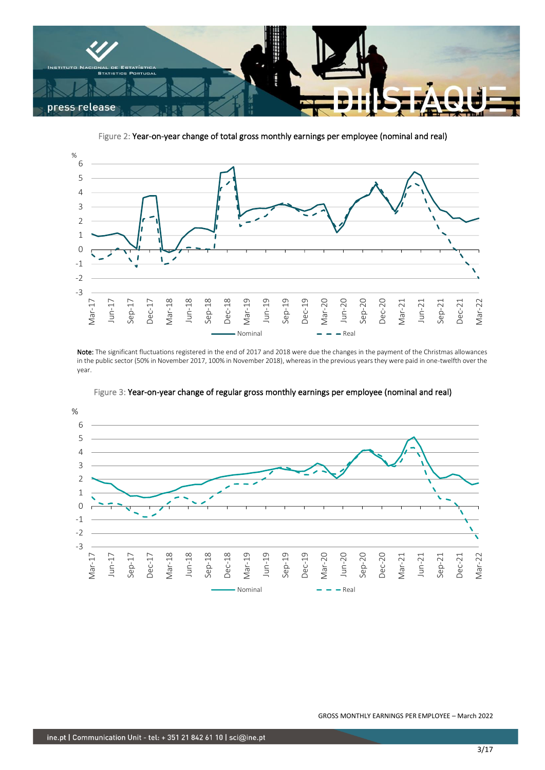Figure 2: Year-on-year change of total gross monthly earnings per employee (nominal and real)

Note: The significant fluctuations registered in the end of 2017 and 2018 were due the changes in the payment of the Christmas allowances in the public sector (50% in November 2017, 100% in November 2018), whereas in the previous years they were paid in one-twelfth over the year.

Figure 3: Year-on-year change of regular gross monthly earnings per employee (nominal and real)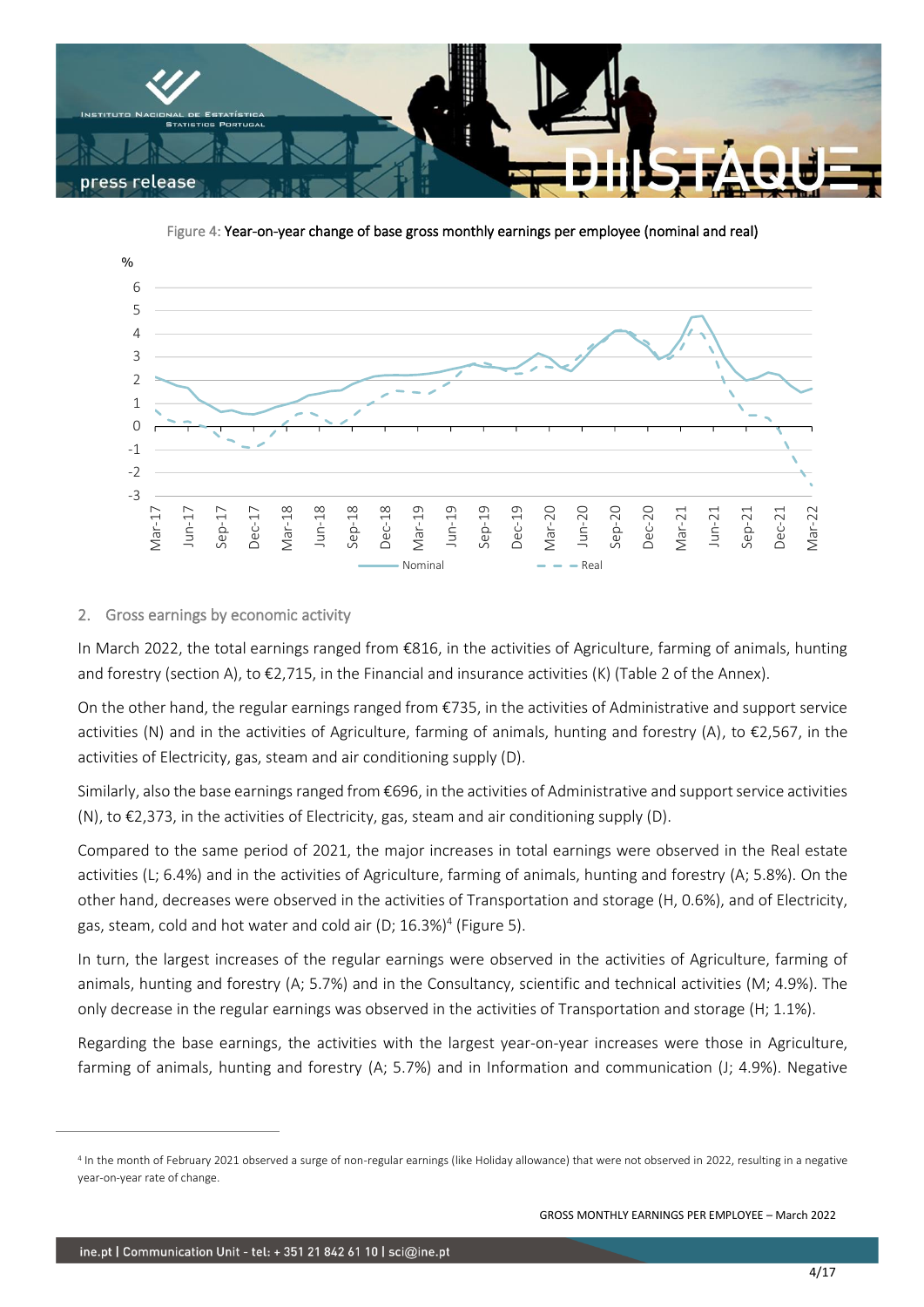Figure 4: Year-on-year change of base gross monthly earnings per employee (nominal and real)

## 2. Gross earnings by economic activity

In March 2022, the total earnings ranged from €816, in the activities of Agriculture, farming of animals, hunting and forestry (section A), to €2,715, in the Financial and insurance activities (K) (Table 2 of the Annex).

On the other hand, the regular earnings ranged from €735, in the activities of Administrative and support service activities (N) and in the activities of Agriculture, farming of animals, hunting and forestry (A), to €2,567, in the activities of Electricity, gas, steam and air conditioning supply (D).

Similarly, also the base earnings ranged from €696, in the activities of Administrative and support service activities (N), to €2,373, in the activities of Electricity, gas, steam and air conditioning supply (D).

Compared to the same period of 2021, the major increases in total earnings were observed in the Real estate activities (L; 6.4%) and in the activities of Agriculture, farming of animals, hunting and forestry (A; 5.8%). On the other hand, decreases were observed in the activities of Transportation and storage (H, 0.6%), and of Electricity, gas, steam, cold and hot water and cold air (D; 16.3%)[4] (Figure 5).

In turn, the largest increases of the regular earnings were observed in the activities of Agriculture, farming of animals, hunting and forestry (A; 5.7%) and in the Consultancy, scientific and technical activities (M; 4.9%). The only decrease in the regular earnings was observed in the activities of Transportation and storage (H; 1.1%).

Regarding the base earnings, the activities with the largest year-on-year increases were those in Agriculture, farming of animals, hunting and forestry (A; 5.7%) and in Information and communication (J; 4.9%). Negative

[4] In the month of February 2021 observed a surge of non-regular earnings (like Holiday allowance) that were not observed in 2022, resulting in a negative year-on-year rate of change.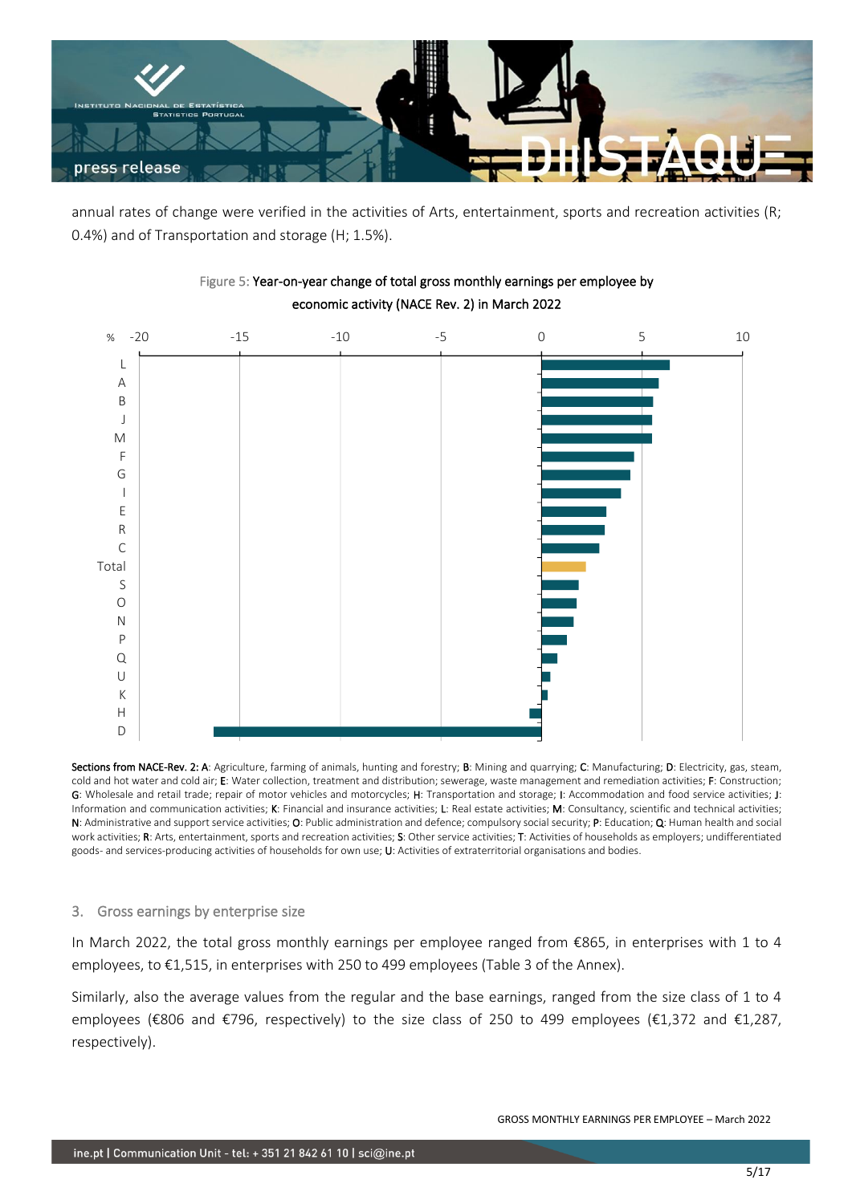annual rates of change were verified in the activities of Arts, entertainment, sports and recreation activities (R; 0.4%) and of Transportation and storage (H; 1.5%).

Figure 5: Year-on-year change of total gross monthly earnings per employee by economic activity (NACE Rev. 2) in March 2022

**Sections from NACE-Rev. 2: A**: Agriculture, farming of animals, hunting and forestry; **B**: Mining and quarrying; **C**: Manufacturing; **D**: Electricity, gas, steam, cold and hot water and cold air; **E**: Water collection, treatment and distribution; sewerage, waste management and remediation activities; **F**: Construction; **G**: Wholesale and retail trade; repair of motor vehicles and motorcycles; **H**: Transportation and storage; **I**: Accommodation and food service activities; **J**: Information and communication activities; **K**: Financial and insurance activities; **L**: Real estate activities; **M**: Consultancy, scientific and technical activities; **N**: Administrative and support service activities; **O**: Public administration and defence; compulsory social security; **P**: Education; **Q**: Human health and social work activities; **R**: Arts, entertainment, sports and recreation activities; **S**: Other service activities; **T**: Activities of households as employers; undifferentiated goods- and services-producing activities of households for own use; **U**: Activities of extraterritorial organisations and bodies.

## 3. Gross earnings by enterprise size

In March 2022, the total gross monthly earnings per employee ranged from €865, in enterprises with 1 to 4 employees, to €1,515, in enterprises with 250 to 499 employees (Table 3 of the Annex).

Similarly, also the average values from the regular and the base earnings, ranged from the size class of 1 to 4 employees (€806 and €796, respectively) to the size class of 250 to 499 employees (€1,372 and €1,287, respectively).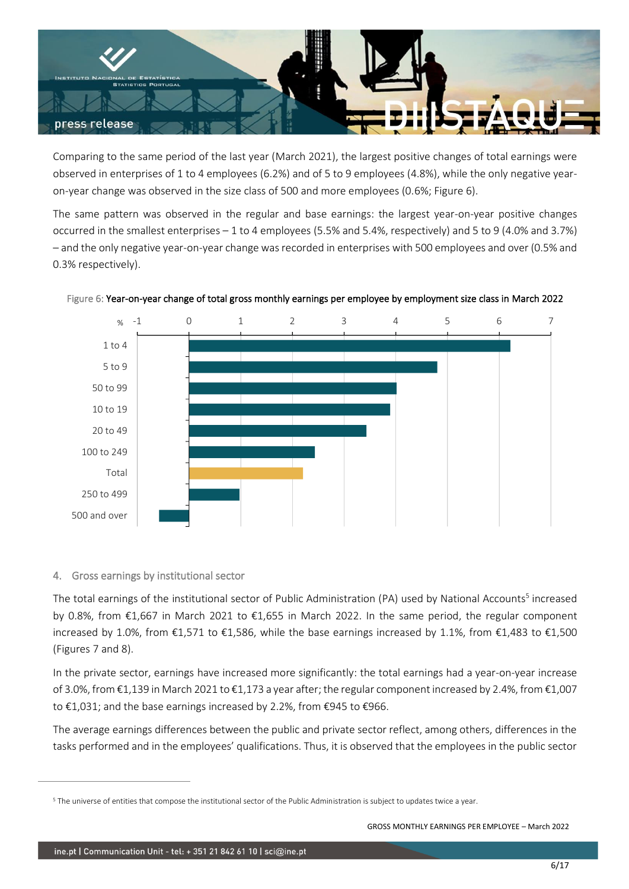Comparing to the same period of the last year (March 2021), the largest positive changes of total earnings were observed in enterprises of 1 to 4 employees (6.2%) and of 5 to 9 employees (4.8%), while the only negative year-on-year change was observed in the size class of 500 and more employees (0.6%; Figure 6).

The same pattern was observed in the regular and base earnings: the largest year-on-year positive changes occurred in the smallest enterprises – 1 to 4 employees (5.5% and 5.4%, respectively) and 5 to 9 (4.0% and 3.7%) – and the only negative year-on-year change was recorded in enterprises with 500 employees and over (0.5% and 0.3% respectively).

Figure 6: **Year-on-year change of total gross monthly earnings per employee by employment size class in March 2022**

| Size class | % |
|---|---|
| 1 to 4 | 6.2 |
| 5 to 9 | 4.8 |
| 50 to 99 | 4.0 |
| 10 to 19 | 3.9 |
| 20 to 49 | 3.4 |
| 100 to 249 | 2.4 |
| Total | 2.2 |
| 250 to 499 | 1.0 |
| 500 and over | -0.6 |

4. Gross earnings by institutional sector

The total earnings of the institutional sector of Public Administration (PA) used by National Accounts[5] increased by 0.8%, from €1,667 in March 2021 to €1,655 in March 2022. In the same period, the regular component increased by 1.0%, from €1,571 to €1,586, while the base earnings increased by 1.1%, from €1,483 to €1,500 (Figures 7 and 8).

In the private sector, earnings have increased more significantly: the total earnings had a year-on-year increase of 3.0%, from €1,139 in March 2021 to €1,173 a year after; the regular component increased by 2.4%, from €1,007 to €1,031; and the base earnings increased by 2.2%, from €945 to €966.

The average earnings differences between the public and private sector reflect, among others, differences in the tasks performed and in the employees' qualifications. Thus, it is observed that the employees in the public sector

[5] The universe of entities that compose the institutional sector of the Public Administration is subject to updates twice a year.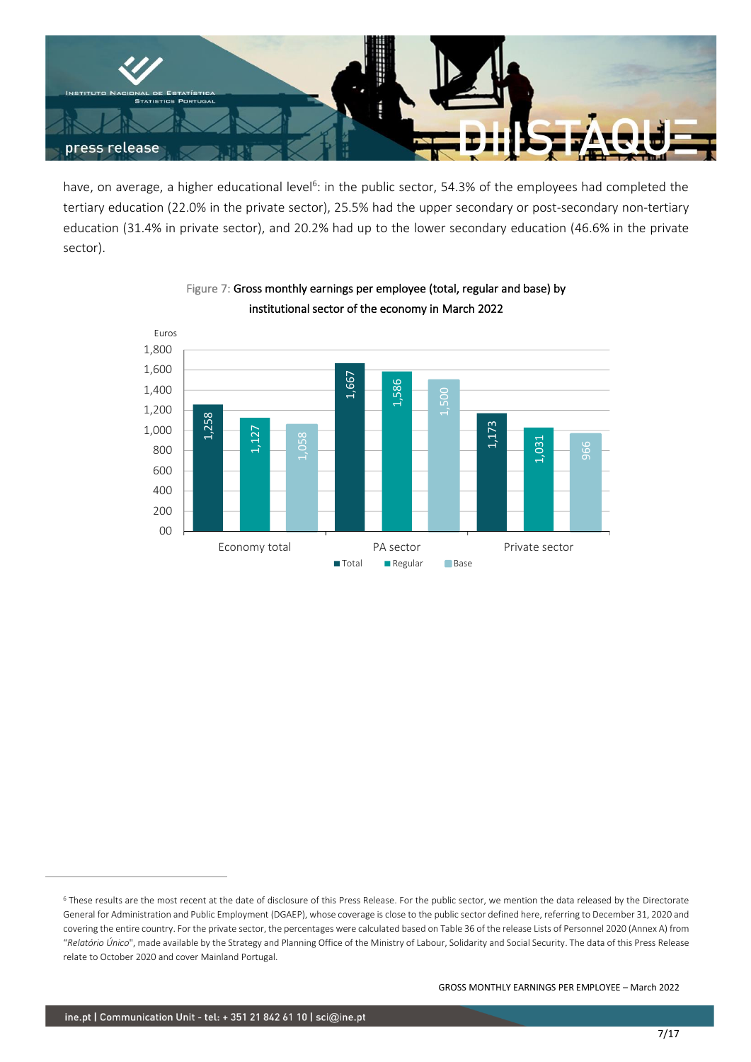have, on average, a higher educational level[6]: in the public sector, 54.3% of the employees had completed the tertiary education (22.0% in the private sector), 25.5% had the upper secondary or post-secondary non-tertiary education (31.4% in private sector), and 20.2% had up to the lower secondary education (46.6% in the private sector).

Figure 7: **Gross monthly earnings per employee (total, regular and base) by institutional sector of the economy in March 2022**

| Euros | Total | Regular | Base |
|---|---|---|---|
| Economy total | 1,258 | 1,127 | 1,058 |
| PA sector | 1,667 | 1,586 | 1,500 |
| Private sector | 1,173 | 1,031 | 966 |

[6] These results are the most recent at the date of disclosure of this Press Release. For the public sector, we mention the data released by the Directorate General for Administration and Public Employment (DGAEP), whose coverage is close to the public sector defined here, referring to December 31, 2020 and covering the entire country. For the private sector, the percentages were calculated based on Table 36 of the release Lists of Personnel 2020 (Annex A) from "*Relatório Único*", made available by the Strategy and Planning Office of the Ministry of Labour, Solidarity and Social Security. The data of this Press Release relate to October 2020 and cover Mainland Portugal.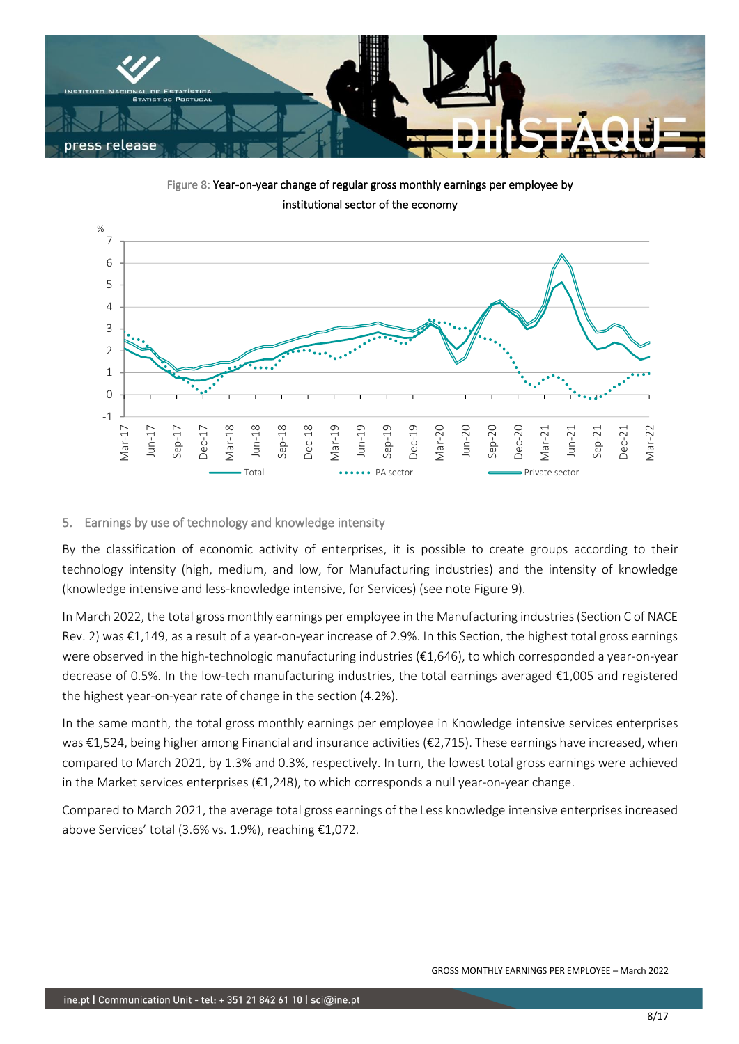Figure 8: Year-on-year change of regular gross monthly earnings per employee by institutional sector of the economy

## 5. Earnings by use of technology and knowledge intensity

By the classification of economic activity of enterprises, it is possible to create groups according to their technology intensity (high, medium, and low, for Manufacturing industries) and the intensity of knowledge (knowledge intensive and less-knowledge intensive, for Services) (see note Figure 9).

In March 2022, the total gross monthly earnings per employee in the Manufacturing industries (Section C of NACE Rev. 2) was €1,149, as a result of a year-on-year increase of 2.9%. In this Section, the highest total gross earnings were observed in the high-technologic manufacturing industries (€1,646), to which corresponded a year-on-year decrease of 0.5%. In the low-tech manufacturing industries, the total earnings averaged €1,005 and registered the highest year-on-year rate of change in the section (4.2%).

In the same month, the total gross monthly earnings per employee in Knowledge intensive services enterprises was €1,524, being higher among Financial and insurance activities (€2,715). These earnings have increased, when compared to March 2021, by 1.3% and 0.3%, respectively. In turn, the lowest total gross earnings were achieved in the Market services enterprises (€1,248), to which corresponds a null year-on-year change.

Compared to March 2021, the average total gross earnings of the Less knowledge intensive enterprises increased above Services' total (3.6% vs. 1.9%), reaching €1,072.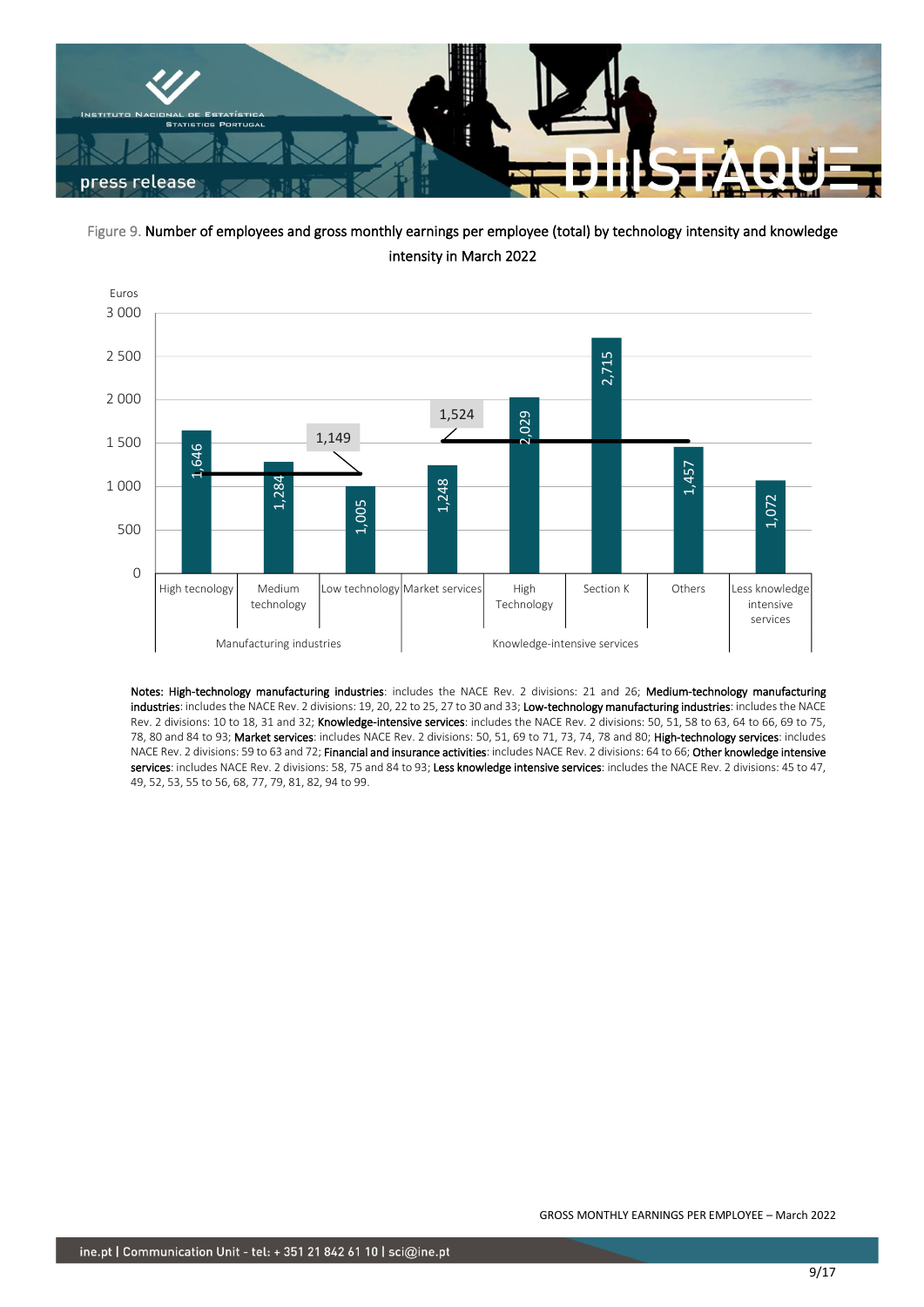Figure 9. Number of employees and gross monthly earnings per employee (total) by technology intensity and knowledge intensity in March 2022

| | | Euros |
|---|---|---|
| Manufacturing industries | High tecnology | 1,646 |
| | Medium technology | 1,284 |
| | Low technology | 1,005 |
| Knowledge-intensive services | Market services | 1,248 |
| | High Technology | 2,029 |
| | Section K | 2,715 |
| | Others | 1,457 |
| Less knowledge intensive services | | 1,072 |

Manufacturing industries average: 1,149; Knowledge-intensive services average: 1,524

Notes: **High-technology manufacturing industries**: includes the NACE Rev. 2 divisions: 21 and 26; **Medium-technology manufacturing industries**: includes the NACE Rev. 2 divisions: 19, 20, 22 to 25, 27 to 30 and 33; **Low-technology manufacturing industries**: includes the NACE Rev. 2 divisions: 10 to 18, 31 and 32; **Knowledge-intensive services**: includes the NACE Rev. 2 divisions: 50, 51, 58 to 63, 64 to 66, 69 to 75, 78, 80 and 84 to 93; **Market services**: includes NACE Rev. 2 divisions: 50, 51, 69 to 71, 73, 74, 78 and 80; **High-technology services**: includes NACE Rev. 2 divisions: 59 to 63 and 72; **Financial and insurance activities**: includes NACE Rev. 2 divisions: 64 to 66; **Other knowledge intensive services**: includes NACE Rev. 2 divisions: 58, 75 and 84 to 93; **Less knowledge intensive services**: includes the NACE Rev. 2 divisions: 45 to 47, 49, 52, 53, 55 to 56, 68, 77, 79, 81, 82, 94 to 99.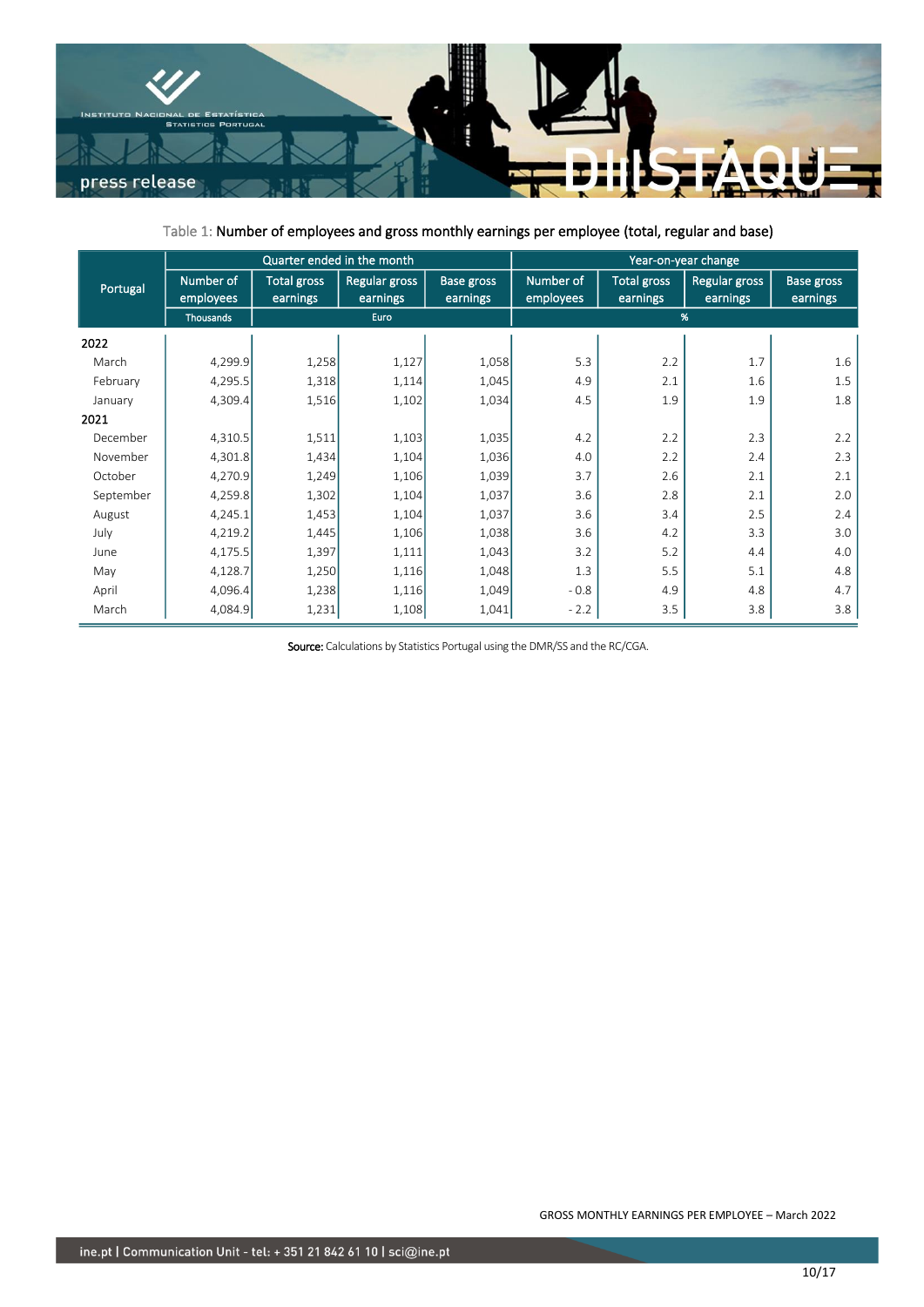Table 1: Number of employees and gross monthly earnings per employee (total, regular and base)

| Portugal | Quarter ended in the month | | | | Year-on-year change | | | |
|---|---|---|---|---|---|---|---|---|
| | Number of employees | Total gross earnings | Regular gross earnings | Base gross earnings | Number of employees | Total gross earnings | Regular gross earnings | Base gross earnings |
| | Thousands | Euro | | | % | | | |
| **2022** | | | | | | | | |
| March | 4,299.9 | 1,258 | 1,127 | 1,058 | 5.3 | 2.2 | 1.7 | 1.6 |
| February | 4,295.5 | 1,318 | 1,114 | 1,045 | 4.9 | 2.1 | 1.6 | 1.5 |
| January | 4,309.4 | 1,516 | 1,102 | 1,034 | 4.5 | 1.9 | 1.9 | 1.8 |
| **2021** | | | | | | | | |
| December | 4,310.5 | 1,511 | 1,103 | 1,035 | 4.2 | 2.2 | 2.3 | 2.2 |
| November | 4,301.8 | 1,434 | 1,104 | 1,036 | 4.0 | 2.2 | 2.4 | 2.3 |
| October | 4,270.9 | 1,249 | 1,106 | 1,039 | 3.7 | 2.6 | 2.1 | 2.1 |
| September | 4,259.8 | 1,302 | 1,104 | 1,037 | 3.6 | 2.8 | 2.1 | 2.0 |
| August | 4,245.1 | 1,453 | 1,104 | 1,037 | 3.6 | 3.4 | 2.5 | 2.4 |
| July | 4,219.2 | 1,445 | 1,106 | 1,038 | 3.6 | 4.2 | 3.3 | 3.0 |
| June | 4,175.5 | 1,397 | 1,111 | 1,043 | 3.2 | 5.2 | 4.4 | 4.0 |
| May | 4,128.7 | 1,250 | 1,116 | 1,048 | 1.3 | 5.5 | 5.1 | 4.8 |
| April | 4,096.4 | 1,238 | 1,116 | 1,049 | - 0.8 | 4.9 | 4.8 | 4.7 |
| March | 4,084.9 | 1,231 | 1,108 | 1,041 | - 2.2 | 3.5 | 3.8 | 3.8 |

**Source:** Calculations by Statistics Portugal using the DMR/SS and the RC/CGA.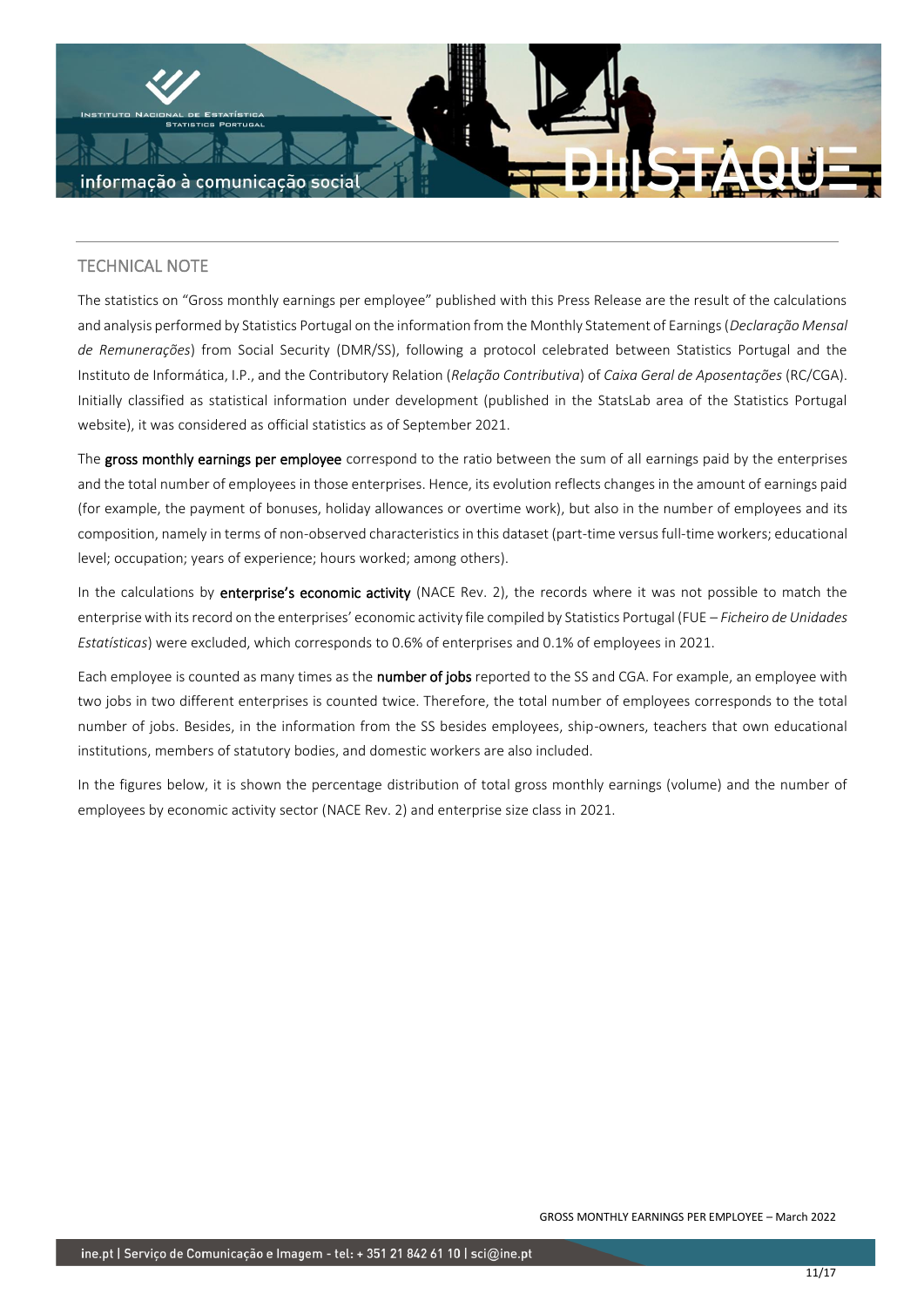## TECHNICAL NOTE

The statistics on "Gross monthly earnings per employee" published with this Press Release are the result of the calculations and analysis performed by Statistics Portugal on the information from the Monthly Statement of Earnings (*Declaração Mensal de Remunerações*) from Social Security (DMR/SS), following a protocol celebrated between Statistics Portugal and the Instituto de Informática, I.P., and the Contributory Relation (*Relação Contributiva*) of *Caixa Geral de Aposentações* (RC/CGA). Initially classified as statistical information under development (published in the StatsLab area of the Statistics Portugal website), it was considered as official statistics as of September 2021.

The **gross monthly earnings per employee** correspond to the ratio between the sum of all earnings paid by the enterprises and the total number of employees in those enterprises. Hence, its evolution reflects changes in the amount of earnings paid (for example, the payment of bonuses, holiday allowances or overtime work), but also in the number of employees and its composition, namely in terms of non-observed characteristics in this dataset (part-time versus full-time workers; educational level; occupation; years of experience; hours worked; among others).

In the calculations by **enterprise's economic activity** (NACE Rev. 2), the records where it was not possible to match the enterprise with its record on the enterprises' economic activity file compiled by Statistics Portugal (FUE – *Ficheiro de Unidades Estatísticas*) were excluded, which corresponds to 0.6% of enterprises and 0.1% of employees in 2021.

Each employee is counted as many times as the **number of jobs** reported to the SS and CGA. For example, an employee with two jobs in two different enterprises is counted twice. Therefore, the total number of employees corresponds to the total number of jobs. Besides, in the information from the SS besides employees, ship-owners, teachers that own educational institutions, members of statutory bodies, and domestic workers are also included.

In the figures below, it is shown the percentage distribution of total gross monthly earnings (volume) and the number of employees by economic activity sector (NACE Rev. 2) and enterprise size class in 2021.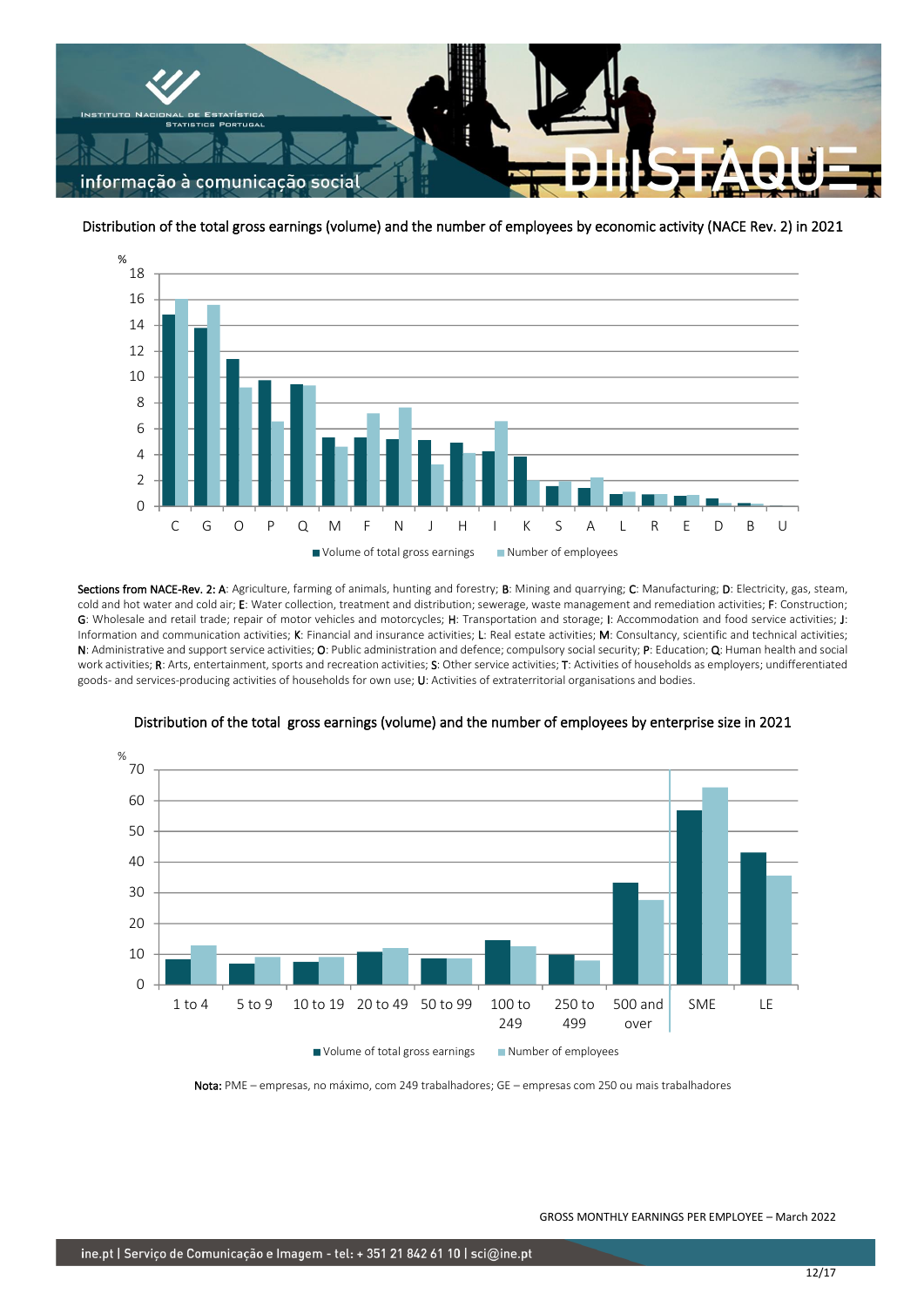Distribution of the total gross earnings (volume) and the number of employees by economic activity (NACE Rev. 2) in 2021

%

Volume of total gross earnings | Number of employees

Sections from NACE-Rev. 2: **A**: Agriculture, farming of animals, hunting and forestry; **B**: Mining and quarrying; **C**: Manufacturing; **D**: Electricity, gas, steam, cold and hot water and cold air; **E**: Water collection, treatment and distribution; sewerage, waste management and remediation activities; **F**: Construction; **G**: Wholesale and retail trade; repair of motor vehicles and motorcycles; **H**: Transportation and storage; **I**: Accommodation and food service activities; **J**: Information and communication activities; **K**: Financial and insurance activities; **L**: Real estate activities; **M**: Consultancy, scientific and technical activities; **N**: Administrative and support service activities; **O**: Public administration and defence; compulsory social security; **P**: Education; **Q**: Human health and social work activities; **R**: Arts, entertainment, sports and recreation activities; **S**: Other service activities; **T**: Activities of households as employers; undifferentiated goods- and services-producing activities of households for own use; **U**: Activities of extraterritorial organisations and bodies.

Distribution of the total gross earnings (volume) and the number of employees by enterprise size in 2021

%

Volume of total gross earnings | Number of employees

**Nota:** PME – empresas, no máximo, com 249 trabalhadores; GE – empresas com 250 ou mais trabalhadores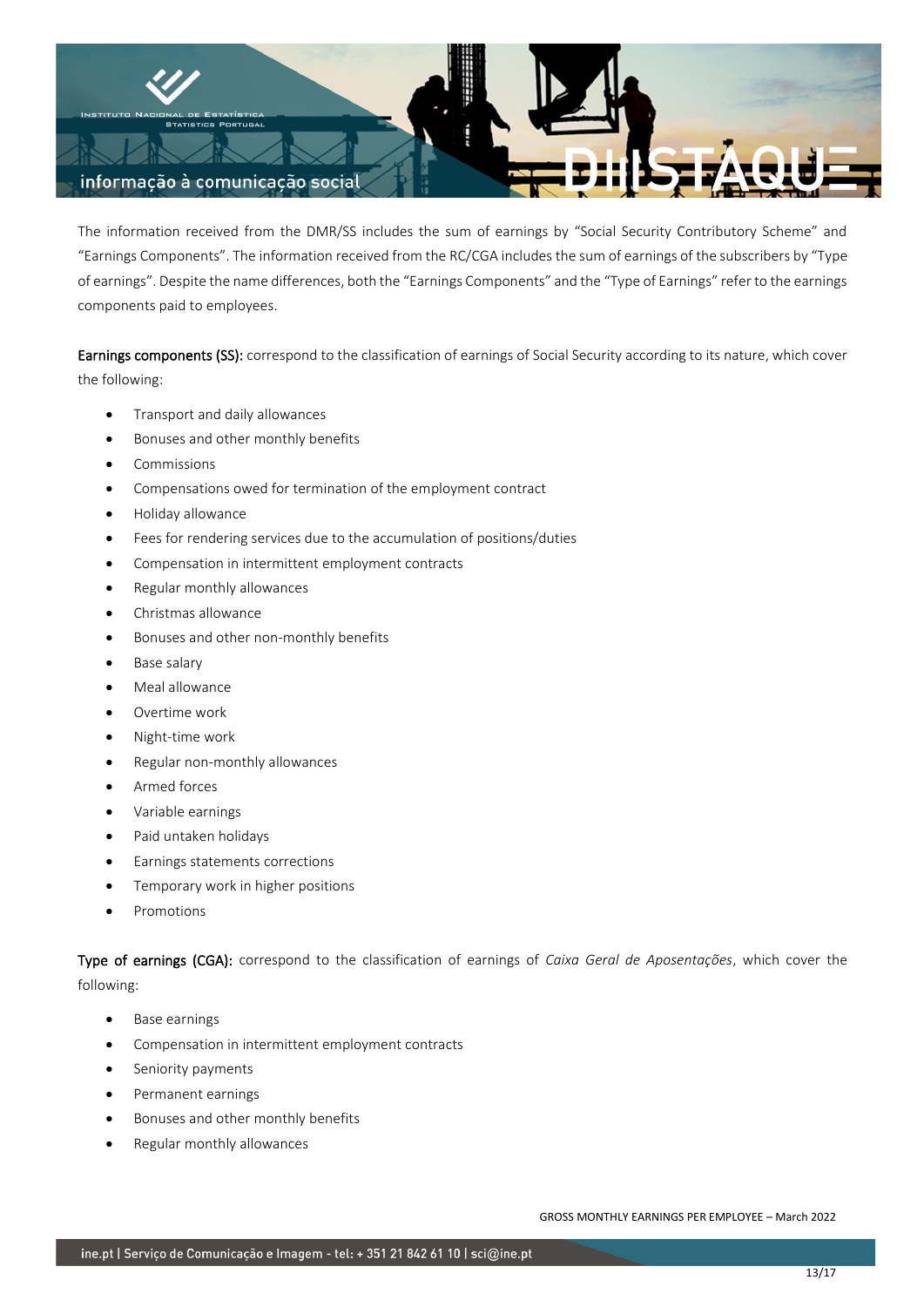The information received from the DMR/SS includes the sum of earnings by "Social Security Contributory Scheme" and "Earnings Components". The information received from the RC/CGA includes the sum of earnings of the subscribers by "Type of earnings". Despite the name differences, both the "Earnings Components" and the "Type of Earnings" refer to the earnings components paid to employees.

**Earnings components (SS):** correspond to the classification of earnings of Social Security according to its nature, which cover the following:

- Transport and daily allowances
- Bonuses and other monthly benefits
- Commissions
- Compensations owed for termination of the employment contract
- Holiday allowance
- Fees for rendering services due to the accumulation of positions/duties
- Compensation in intermittent employment contracts
- Regular monthly allowances
- Christmas allowance
- Bonuses and other non-monthly benefits
- Base salary
- Meal allowance
- Overtime work
- Night-time work
- Regular non-monthly allowances
- Armed forces
- Variable earnings
- Paid untaken holidays
- Earnings statements corrections
- Temporary work in higher positions
- Promotions

**Type of earnings (CGA):** correspond to the classification of earnings of *Caixa Geral de Aposentações*, which cover the following:

- Base earnings
- Compensation in intermittent employment contracts
- Seniority payments
- Permanent earnings
- Bonuses and other monthly benefits
- Regular monthly allowances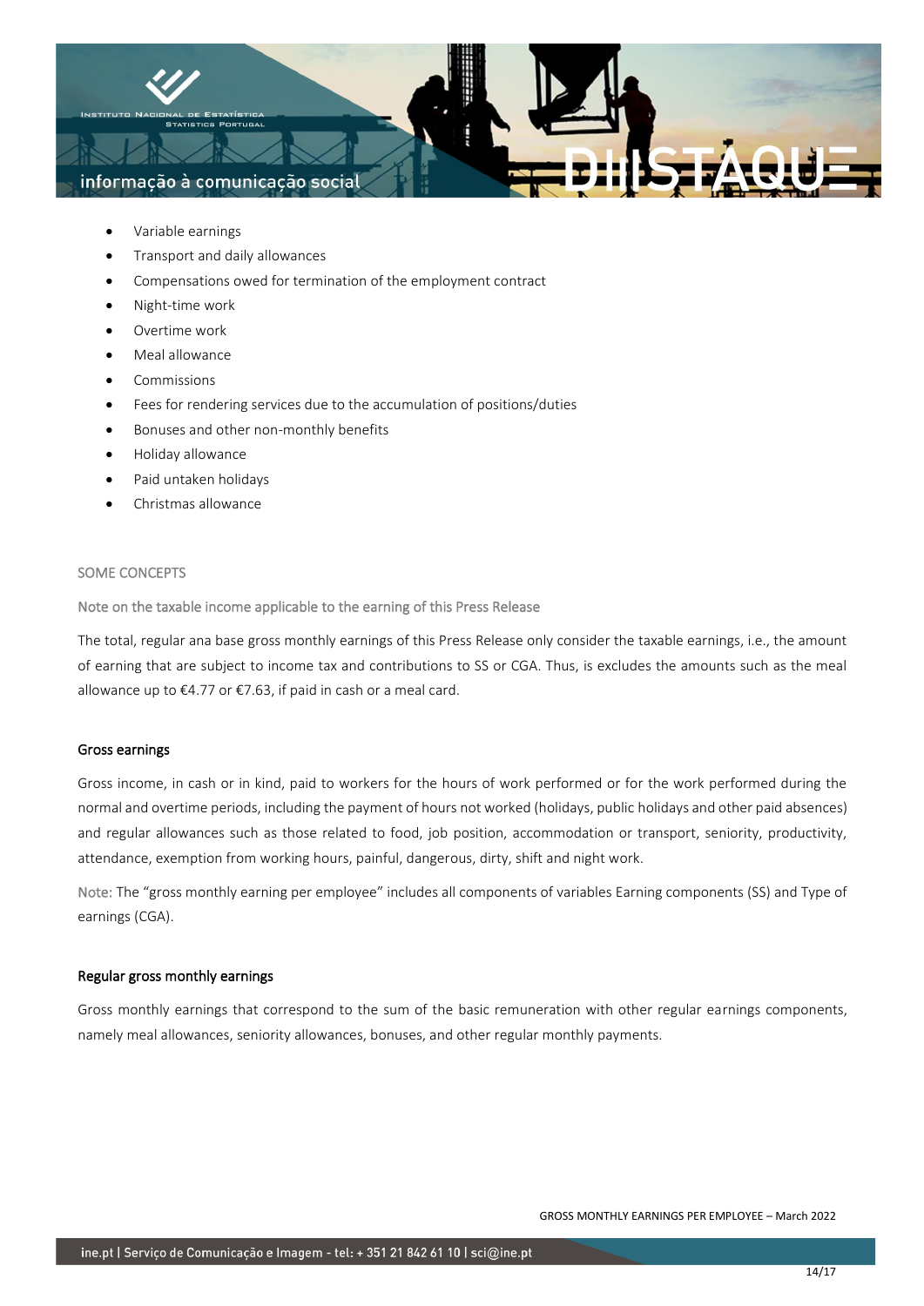- Variable earnings
- Transport and daily allowances
- Compensations owed for termination of the employment contract
- Night-time work
- Overtime work
- Meal allowance
- Commissions
- Fees for rendering services due to the accumulation of positions/duties
- Bonuses and other non-monthly benefits
- Holiday allowance
- Paid untaken holidays
- Christmas allowance

## SOME CONCEPTS

Note on the taxable income applicable to the earning of this Press Release

The total, regular ana base gross monthly earnings of this Press Release only consider the taxable earnings, i.e., the amount of earning that are subject to income tax and contributions to SS or CGA. Thus, is excludes the amounts such as the meal allowance up to €4.77 or €7.63, if paid in cash or a meal card.

### Gross earnings

Gross income, in cash or in kind, paid to workers for the hours of work performed or for the work performed during the normal and overtime periods, including the payment of hours not worked (holidays, public holidays and other paid absences) and regular allowances such as those related to food, job position, accommodation or transport, seniority, productivity, attendance, exemption from working hours, painful, dangerous, dirty, shift and night work.

Note: The "gross monthly earning per employee" includes all components of variables Earning components (SS) and Type of earnings (CGA).

### Regular gross monthly earnings

Gross monthly earnings that correspond to the sum of the basic remuneration with other regular earnings components, namely meal allowances, seniority allowances, bonuses, and other regular monthly payments.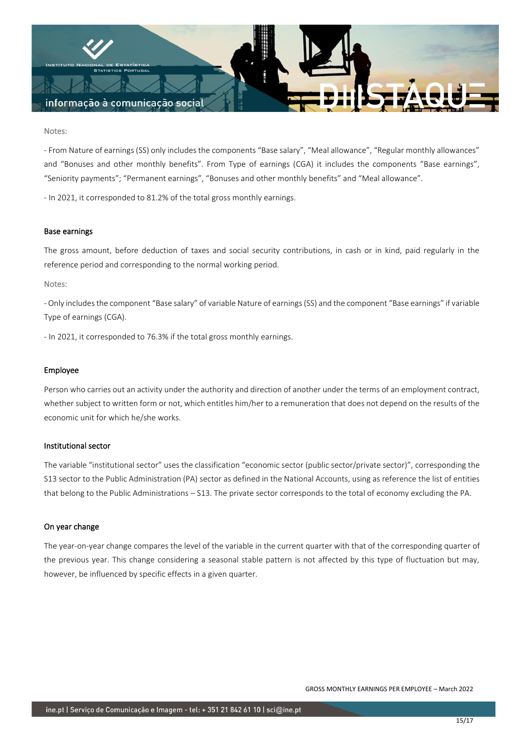Notes:

- From Nature of earnings (SS) only includes the components “Base salary”, “Meal allowance”, “Regular monthly allowances” and “Bonuses and other monthly benefits”. From Type of earnings (CGA) it includes the components “Base earnings”, “Seniority payments”; “Permanent earnings”, “Bonuses and other monthly benefits” and “Meal allowance”.

- In 2021, it corresponded to 81.2% of the total gross monthly earnings.

#### Base earnings

The gross amount, before deduction of taxes and social security contributions, in cash or in kind, paid regularly in the reference period and corresponding to the normal working period.

Notes:

- Only includes the component “Base salary” of variable Nature of earnings (SS) and the component “Base earnings” if variable Type of earnings (CGA).

- In 2021, it corresponded to 76.3% if the total gross monthly earnings.

#### Employee

Person who carries out an activity under the authority and direction of another under the terms of an employment contract, whether subject to written form or not, which entitles him/her to a remuneration that does not depend on the results of the economic unit for which he/she works.

#### Institutional sector

The variable “institutional sector” uses the classification “economic sector (public sector/private sector)”, corresponding the S13 sector to the Public Administration (PA) sector as defined in the National Accounts, using as reference the list of entities that belong to the Public Administrations – S13. The private sector corresponds to the total of economy excluding the PA.

#### On year change

The year-on-year change compares the level of the variable in the current quarter with that of the corresponding quarter of the previous year. This change considering a seasonal stable pattern is not affected by this type of fluctuation but may, however, be influenced by specific effects in a given quarter.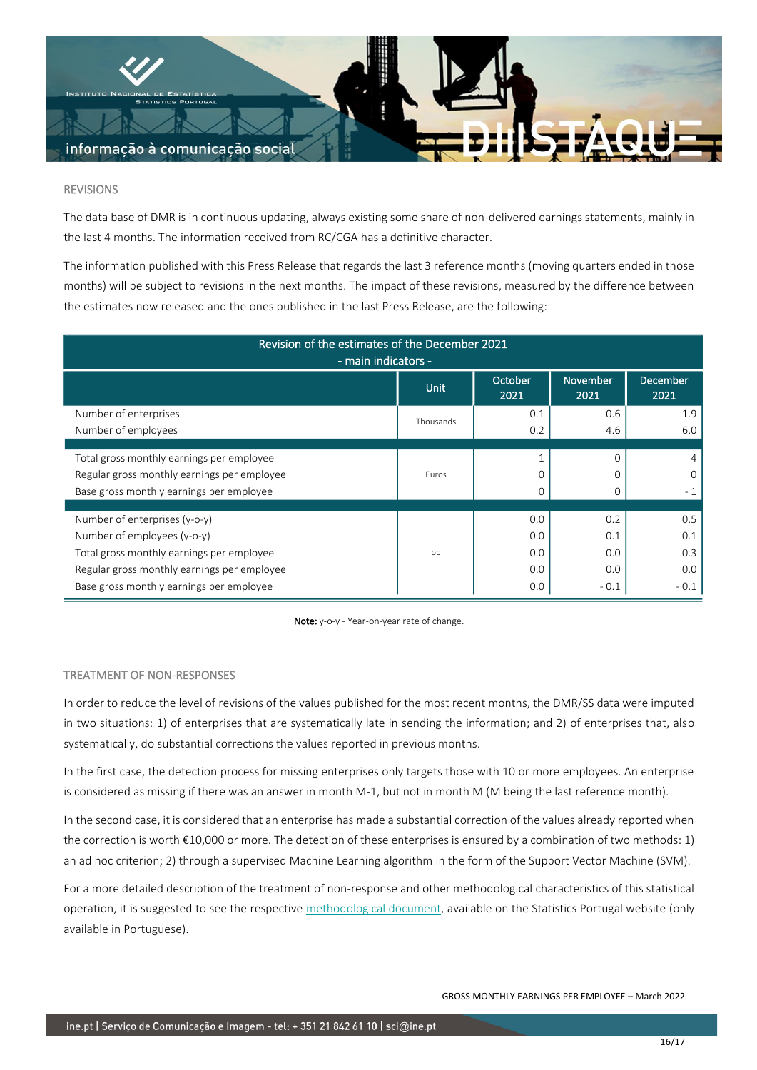## REVISIONS

The data base of DMR is in continuous updating, always existing some share of non-delivered earnings statements, mainly in the last 4 months. The information received from RC/CGA has a definitive character.

The information published with this Press Release that regards the last 3 reference months (moving quarters ended in those months) will be subject to revisions in the next months. The impact of these revisions, measured by the difference between the estimates now released and the ones published in the last Press Release, are the following:

| Revision of the estimates of the December 2021 - main indicators - | | | | |
|---|---|---|---|---|
| | Unit | October 2021 | November 2021 | December 2021 |
| Number of enterprises | Thousands | 0.1 | 0.6 | 1.9 |
| Number of employees | | 0.2 | 4.6 | 6.0 |
| Total gross monthly earnings per employee | Euros | 1 | 0 | 4 |
| Regular gross monthly earnings per employee | | 0 | 0 | 0 |
| Base gross monthly earnings per employee | | 0 | 0 | - 1 |
| Number of enterprises (y-o-y) | pp | 0.0 | 0.2 | 0.5 |
| Number of employees (y-o-y) | | 0.0 | 0.1 | 0.1 |
| Total gross monthly earnings per employee | | 0.0 | 0.0 | 0.3 |
| Regular gross monthly earnings per employee | | 0.0 | 0.0 | 0.0 |
| Base gross monthly earnings per employee | | 0.0 | - 0.1 | - 0.1 |

**Note:** y-o-y - Year-on-year rate of change.

## TREATMENT OF NON-RESPONSES

In order to reduce the level of revisions of the values published for the most recent months, the DMR/SS data were imputed in two situations: 1) of enterprises that are systematically late in sending the information; and 2) of enterprises that, also systematically, do substantial corrections the values reported in previous months.

In the first case, the detection process for missing enterprises only targets those with 10 or more employees. An enterprise is considered as missing if there was an answer in month M-1, but not in month M (M being the last reference month).

In the second case, it is considered that an enterprise has made a substantial correction of the values already reported when the correction is worth €10,000 or more. The detection of these enterprises is ensured by a combination of two methods: 1) an ad hoc criterion; 2) through a supervised Machine Learning algorithm in the form of the Support Vector Machine (SVM).

For a more detailed description of the treatment of non-response and other methodological characteristics of this statistical operation, it is suggested to see the respective methodological document, available on the Statistics Portugal website (only available in Portuguese).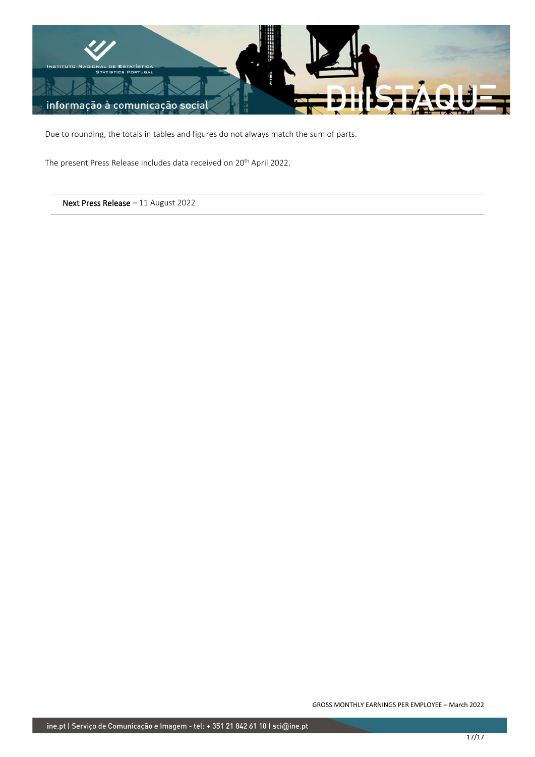Due to rounding, the totals in tables and figures do not always match the sum of parts.

The present Press Release includes data received on 20th April 2022.

**Next Press Release** – 11 August 2022